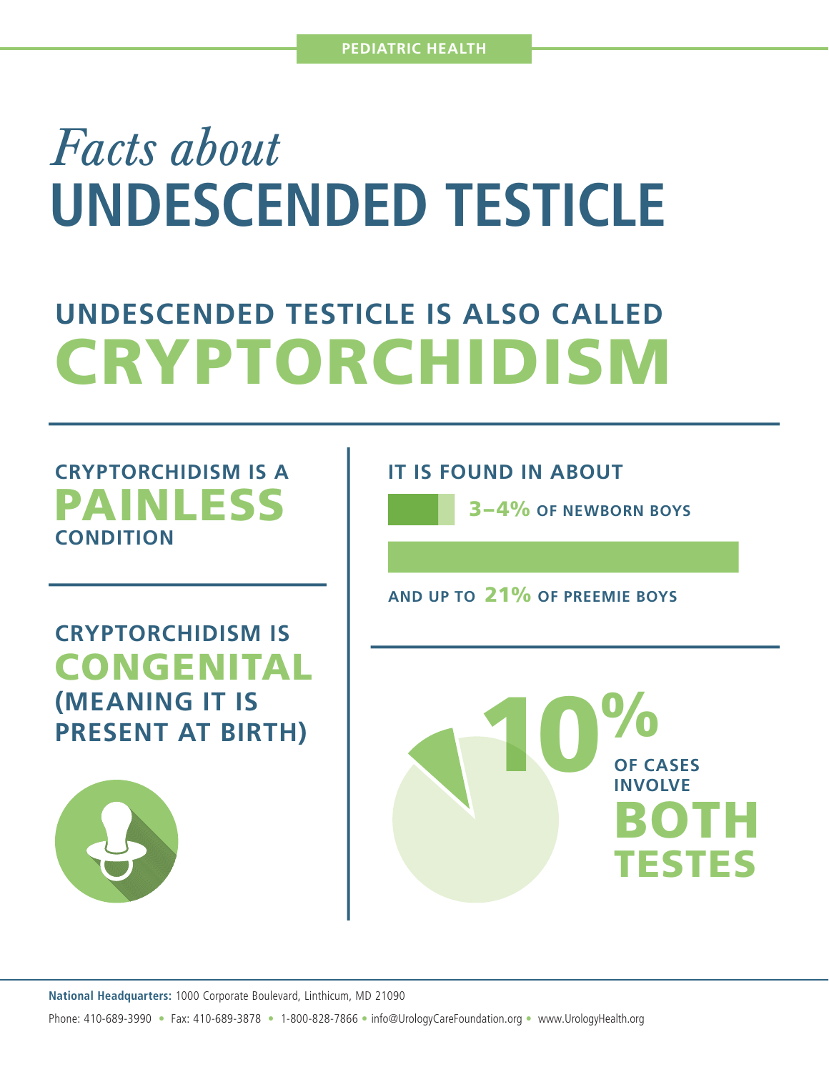PEDIATRIC HEALTH

# *Facts about* UNDESCENDED TESTICLE

## UNDESCENDED TESTICLE IS ALSO CALLED CRYPTORCHIDISM

CRYPTORCHIDISM IS A **PAINLESS** CONDITION

CRYPTORCHIDISM IS **CONGENITAL** (MEANING IT IS PRESENT AT BIRTH)

IT IS FOUND IN ABOUT

**3–4%** OF NEWBORN BOYS

AND UP TO **21%** OF PREEMIE BOYS

**10%** OF CASES INVOLVE **BOTH TESTES**

**National Headquarters:** 1000 Corporate Boulevard, Linthicum, MD 21090

Phone: 410-689-3990 • Fax: 410-689-3878 • 1-800-828-7866 • info@UrologyCareFoundation.org • www.UrologyHealth.org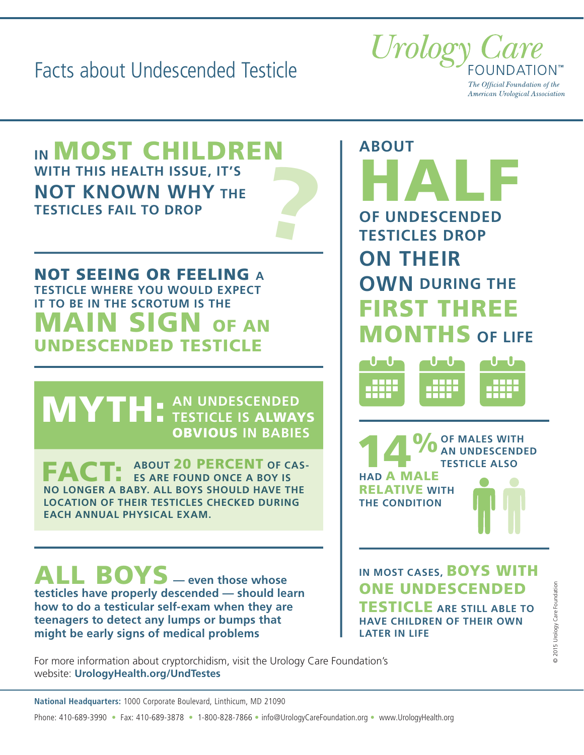# Facts about Undescended Testicle

*Urology Care* FOUNDATION™
*The Official Foundation of the American Urological Association*

IN **MOST CHILDREN** WITH THIS HEALTH ISSUE, IT'S **NOT KNOWN WHY** THE TESTICLES FAIL TO DROP

**NOT SEEING OR FEELING** A TESTICLE WHERE YOU WOULD EXPECT IT TO BE IN THE SCROTUM IS THE **MAIN SIGN** OF AN **UNDESCENDED TESTICLE**

**MYTH:** AN UNDESCENDED TESTICLE IS **ALWAYS OBVIOUS** IN BABIES

**FACT:** ABOUT **20 PERCENT** OF CASES ARE FOUND ONCE A BOY IS NO LONGER A BABY. ALL BOYS SHOULD HAVE THE LOCATION OF THEIR TESTICLES CHECKED DURING EACH ANNUAL PHYSICAL EXAM.

**ALL BOYS** — even those whose testicles have properly descended — should learn how to do a testicular self-exam when they are teenagers to detect any lumps or bumps that might be early signs of medical problems

ABOUT **HALF** OF UNDESCENDED TESTICLES DROP **ON THEIR OWN** DURING THE **FIRST THREE MONTHS** OF LIFE

**14%** OF MALES WITH AN UNDESCENDED TESTICLE ALSO HAD **A MALE RELATIVE** WITH THE CONDITION

IN MOST CASES, **BOYS WITH ONE UNDESCENDED TESTICLE** ARE STILL ABLE TO HAVE CHILDREN OF THEIR OWN LATER IN LIFE

For more information about cryptorchidism, visit the Urology Care Foundation's website: **UrologyHealth.org/UndTestes**

© 2015 Urology Care Foundation

**National Headquarters:** 1000 Corporate Boulevard, Linthicum, MD 21090

Phone: 410-689-3990 • Fax: 410-689-3878 • 1-800-828-7866 • info@UrologyCareFoundation.org • www.UrologyHealth.org